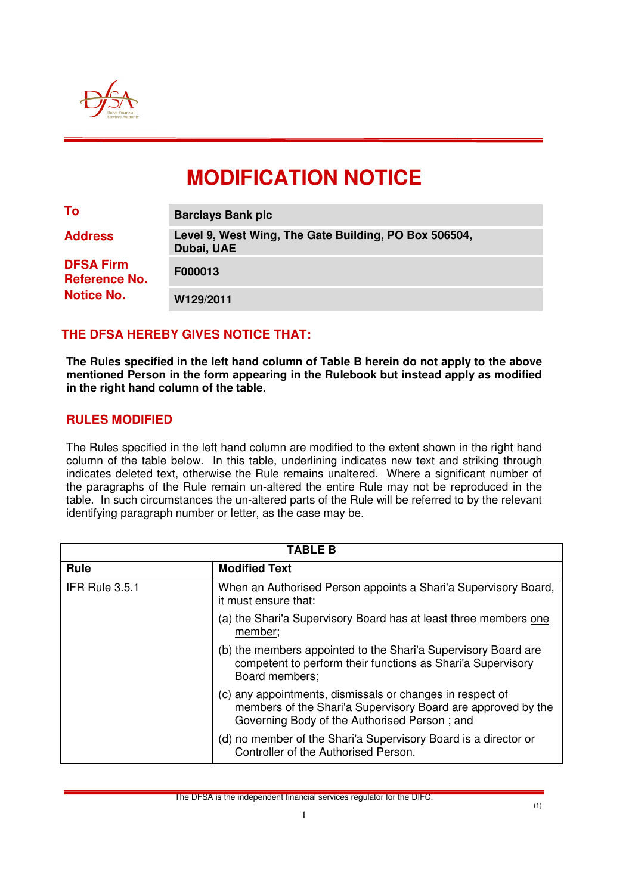# MODIFICATION NOTICE

| | |
|---|---|
| **To** | **Barclays Bank plc** |
| **Address** | **Level 9, West Wing, The Gate Building, PO Box 506504, Dubai, UAE** |
| **DFSA Firm Reference No.** | **F000013** |
| **Notice No.** | **W129/2011** |

## THE DFSA HEREBY GIVES NOTICE THAT:

**The Rules specified in the left hand column of Table B herein do not apply to the above mentioned Person in the form appearing in the Rulebook but instead apply as modified in the right hand column of the table.**

## RULES MODIFIED

The Rules specified in the left hand column are modified to the extent shown in the right hand column of the table below. In this table, underlining indicates new text and striking through indicates deleted text, otherwise the Rule remains unaltered. Where a significant number of the paragraphs of the Rule remain un-altered the entire Rule may not be reproduced in the table. In such circumstances the un-altered parts of the Rule will be referred to by the relevant identifying paragraph number or letter, as the case may be.

| TABLE B | |
|---|---|
| **Rule** | **Modified Text** |
| IFR Rule 3.5.1 | When an Authorised Person appoints a Shari'a Supervisory Board, it must ensure that:<br><br>(a) the Shari'a Supervisory Board has at least ~~three members~~ <u>one member</u>;<br><br>(b) the members appointed to the Shari'a Supervisory Board are competent to perform their functions as Shari'a Supervisory Board members;<br><br>(c) any appointments, dismissals or changes in respect of members of the Shari'a Supervisory Board are approved by the Governing Body of the Authorised Person ; and<br><br>(d) no member of the Shari'a Supervisory Board is a director or Controller of the Authorised Person. |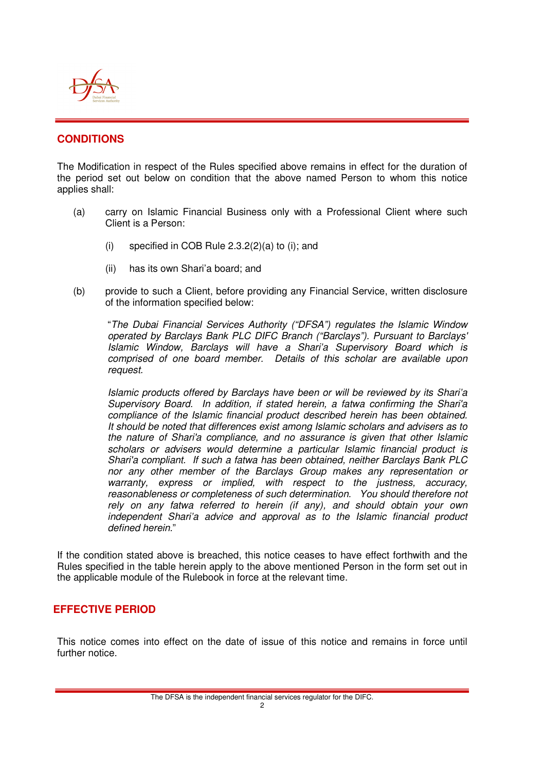## CONDITIONS

The Modification in respect of the Rules specified above remains in effect for the duration of the period set out below on condition that the above named Person to whom this notice applies shall:

(a) carry on Islamic Financial Business only with a Professional Client where such Client is a Person:

   (i) specified in COB Rule 2.3.2(2)(a) to (i); and

   (ii) has its own Shari'a board; and

(b) provide to such a Client, before providing any Financial Service, written disclosure of the information specified below:

> "*The Dubai Financial Services Authority ("DFSA") regulates the Islamic Window operated by Barclays Bank PLC DIFC Branch ("Barclays"). Pursuant to Barclays' Islamic Window, Barclays will have a Shari'a Supervisory Board which is comprised of one board member. Details of this scholar are available upon request.*
>
> *Islamic products offered by Barclays have been or will be reviewed by its Shari'a Supervisory Board. In addition, if stated herein, a fatwa confirming the Shari'a compliance of the Islamic financial product described herein has been obtained. It should be noted that differences exist among Islamic scholars and advisers as to the nature of Shari'a compliance, and no assurance is given that other Islamic scholars or advisers would determine a particular Islamic financial product is Shari'a compliant. If such a fatwa has been obtained, neither Barclays Bank PLC nor any other member of the Barclays Group makes any representation or warranty, express or implied, with respect to the justness, accuracy, reasonableness or completeness of such determination. You should therefore not rely on any fatwa referred to herein (if any), and should obtain your own independent Shari'a advice and approval as to the Islamic financial product defined herein.*"

If the condition stated above is breached, this notice ceases to have effect forthwith and the Rules specified in the table herein apply to the above mentioned Person in the form set out in the applicable module of the Rulebook in force at the relevant time.

## EFFECTIVE PERIOD

This notice comes into effect on the date of issue of this notice and remains in force until further notice.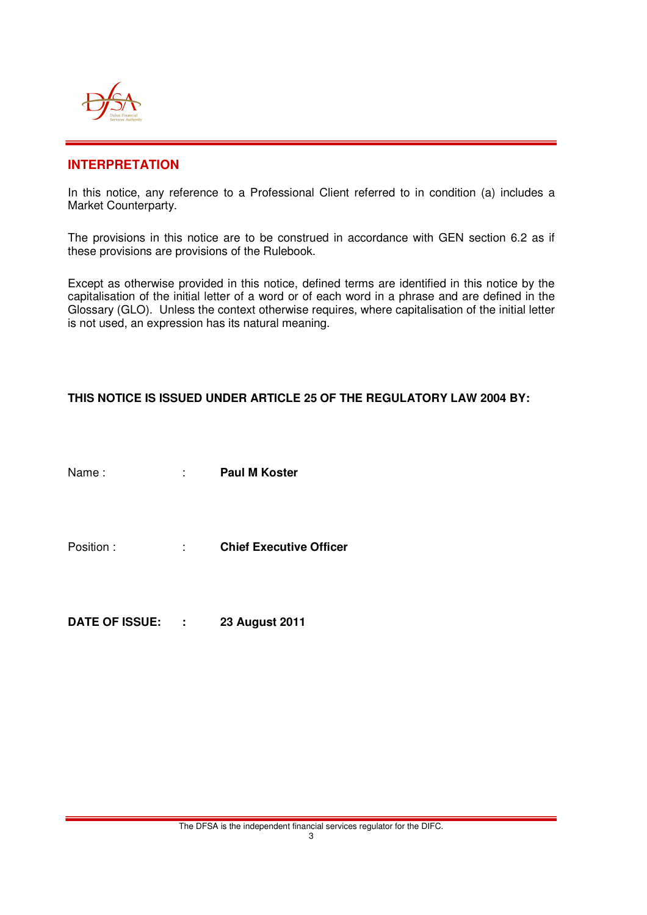## INTERPRETATION

In this notice, any reference to a Professional Client referred to in condition (a) includes a Market Counterparty.

The provisions in this notice are to be construed in accordance with GEN section 6.2 as if these provisions are provisions of the Rulebook.

Except as otherwise provided in this notice, defined terms are identified in this notice by the capitalisation of the initial letter of a word or of each word in a phrase and are defined in the Glossary (GLO). Unless the context otherwise requires, where capitalisation of the initial letter is not used, an expression has its natural meaning.

**THIS NOTICE IS ISSUED UNDER ARTICLE 25 OF THE REGULATORY LAW 2004 BY:**

Name : : **Paul M Koster**

Position : : **Chief Executive Officer**

**DATE OF ISSUE: : 23 August 2011**

The DFSA is the independent financial services regulator for the DIFC.